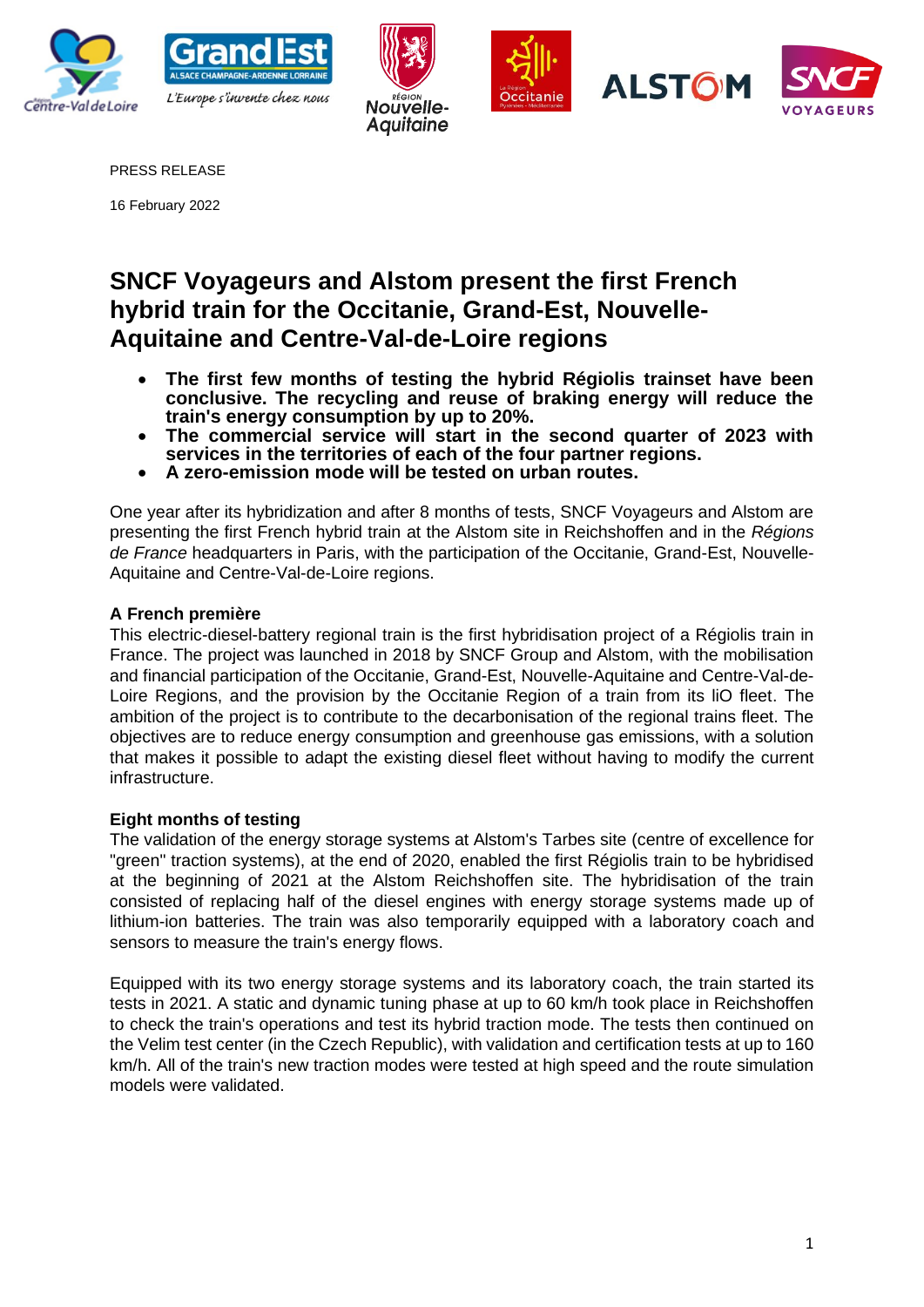PRESS RELEASE

16 February 2022

# SNCF Voyageurs and Alstom present the first French hybrid train for the Occitanie, Grand-Est, Nouvelle-Aquitaine and Centre-Val-de-Loire regions

- **The first few months of testing the hybrid Régiolis trainset have been conclusive. The recycling and reuse of braking energy will reduce the train's energy consumption by up to 20%.**
- **The commercial service will start in the second quarter of 2023 with services in the territories of each of the four partner regions.**
- **A zero-emission mode will be tested on urban routes.**

One year after its hybridization and after 8 months of tests, SNCF Voyageurs and Alstom are presenting the first French hybrid train at the Alstom site in Reichshoffen and in the *Régions de France* headquarters in Paris, with the participation of the Occitanie, Grand-Est, Nouvelle-Aquitaine and Centre-Val-de-Loire regions.

**A French première**

This electric-diesel-battery regional train is the first hybridisation project of a Régiolis train in France. The project was launched in 2018 by SNCF Group and Alstom, with the mobilisation and financial participation of the Occitanie, Grand-Est, Nouvelle-Aquitaine and Centre-Val-de-Loire Regions, and the provision by the Occitanie Region of a train from its liO fleet. The ambition of the project is to contribute to the decarbonisation of the regional trains fleet. The objectives are to reduce energy consumption and greenhouse gas emissions, with a solution that makes it possible to adapt the existing diesel fleet without having to modify the current infrastructure.

**Eight months of testing**

The validation of the energy storage systems at Alstom's Tarbes site (centre of excellence for "green" traction systems), at the end of 2020, enabled the first Régiolis train to be hybridised at the beginning of 2021 at the Alstom Reichshoffen site. The hybridisation of the train consisted of replacing half of the diesel engines with energy storage systems made up of lithium-ion batteries. The train was also temporarily equipped with a laboratory coach and sensors to measure the train's energy flows.

Equipped with its two energy storage systems and its laboratory coach, the train started its tests in 2021. A static and dynamic tuning phase at up to 60 km/h took place in Reichshoffen to check the train's operations and test its hybrid traction mode. The tests then continued on the Velim test center (in the Czech Republic), with validation and certification tests at up to 160 km/h. All of the train's new traction modes were tested at high speed and the route simulation models were validated.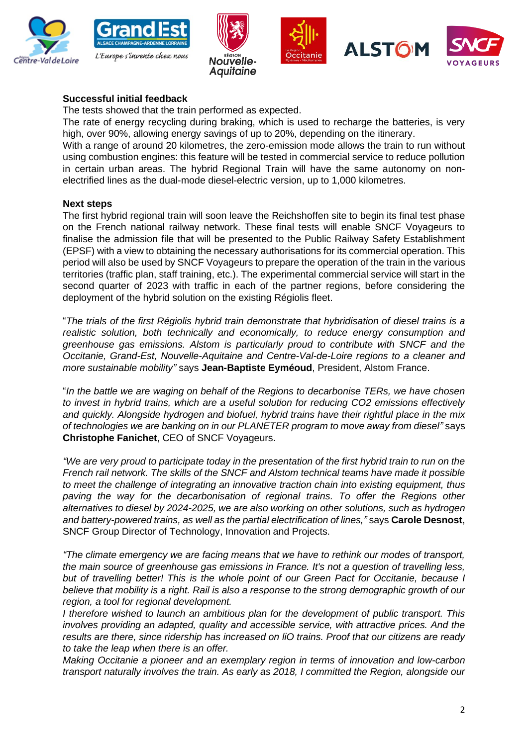**Successful initial feedback**

The tests showed that the train performed as expected.

The rate of energy recycling during braking, which is used to recharge the batteries, is very high, over 90%, allowing energy savings of up to 20%, depending on the itinerary.

With a range of around 20 kilometres, the zero-emission mode allows the train to run without using combustion engines: this feature will be tested in commercial service to reduce pollution in certain urban areas. The hybrid Regional Train will have the same autonomy on non-electrified lines as the dual-mode diesel-electric version, up to 1,000 kilometres.

**Next steps**

The first hybrid regional train will soon leave the Reichshoffen site to begin its final test phase on the French national railway network. These final tests will enable SNCF Voyageurs to finalise the admission file that will be presented to the Public Railway Safety Establishment (EPSF) with a view to obtaining the necessary authorisations for its commercial operation. This period will also be used by SNCF Voyageurs to prepare the operation of the train in the various territories (traffic plan, staff training, etc.). The experimental commercial service will start in the second quarter of 2023 with traffic in each of the partner regions, before considering the deployment of the hybrid solution on the existing Régiolis fleet.

"*The trials of the first Régiolis hybrid train demonstrate that hybridisation of diesel trains is a realistic solution, both technically and economically, to reduce energy consumption and greenhouse gas emissions. Alstom is particularly proud to contribute with SNCF and the Occitanie, Grand-Est, Nouvelle-Aquitaine and Centre-Val-de-Loire regions to a cleaner and more sustainable mobility"* says **Jean-Baptiste Eyméoud**, President, Alstom France.

"*In the battle we are waging on behalf of the Regions to decarbonise TERs, we have chosen to invest in hybrid trains, which are a useful solution for reducing CO2 emissions effectively and quickly. Alongside hydrogen and biofuel, hybrid trains have their rightful place in the mix of technologies we are banking on in our PLANETER program to move away from diesel"* says **Christophe Fanichet**, CEO of SNCF Voyageurs.

*"We are very proud to participate today in the presentation of the first hybrid train to run on the French rail network. The skills of the SNCF and Alstom technical teams have made it possible to meet the challenge of integrating an innovative traction chain into existing equipment, thus paving the way for the decarbonisation of regional trains. To offer the Regions other alternatives to diesel by 2024-2025, we are also working on other solutions, such as hydrogen and battery-powered trains, as well as the partial electrification of lines,"* says **Carole Desnost**, SNCF Group Director of Technology, Innovation and Projects.

*"The climate emergency we are facing means that we have to rethink our modes of transport, the main source of greenhouse gas emissions in France. It's not a question of travelling less, but of travelling better! This is the whole point of our Green Pact for Occitanie, because I believe that mobility is a right. Rail is also a response to the strong demographic growth of our region, a tool for regional development.*

*I therefore wished to launch an ambitious plan for the development of public transport. This involves providing an adapted, quality and accessible service, with attractive prices. And the results are there, since ridership has increased on liO trains. Proof that our citizens are ready to take the leap when there is an offer.*

*Making Occitanie a pioneer and an exemplary region in terms of innovation and low-carbon transport naturally involves the train. As early as 2018, I committed the Region, alongside our*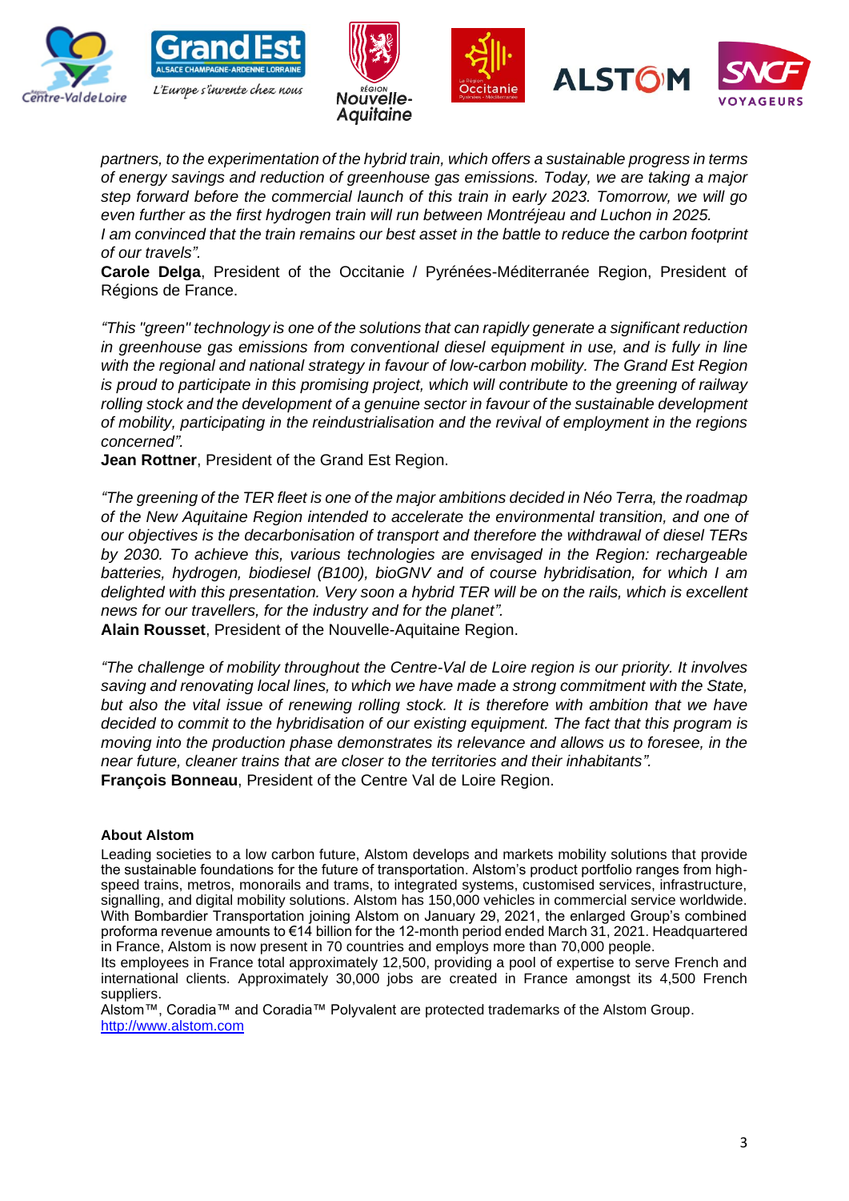*partners, to the experimentation of the hybrid train, which offers a sustainable progress in terms of energy savings and reduction of greenhouse gas emissions. Today, we are taking a major step forward before the commercial launch of this train in early 2023. Tomorrow, we will go even further as the first hydrogen train will run between Montréjeau and Luchon in 2025.*
*I am convinced that the train remains our best asset in the battle to reduce the carbon footprint of our travels".*
**Carole Delga**, President of the Occitanie / Pyrénées-Méditerranée Region, President of Régions de France.

*"This "green" technology is one of the solutions that can rapidly generate a significant reduction in greenhouse gas emissions from conventional diesel equipment in use, and is fully in line with the regional and national strategy in favour of low-carbon mobility. The Grand Est Region is proud to participate in this promising project, which will contribute to the greening of railway rolling stock and the development of a genuine sector in favour of the sustainable development of mobility, participating in the reindustrialisation and the revival of employment in the regions concerned".*
**Jean Rottner**, President of the Grand Est Region.

*"The greening of the TER fleet is one of the major ambitions decided in Néo Terra, the roadmap of the New Aquitaine Region intended to accelerate the environmental transition, and one of our objectives is the decarbonisation of transport and therefore the withdrawal of diesel TERs by 2030. To achieve this, various technologies are envisaged in the Region: rechargeable batteries, hydrogen, biodiesel (B100), bioGNV and of course hybridisation, for which I am delighted with this presentation. Very soon a hybrid TER will be on the rails, which is excellent news for our travellers, for the industry and for the planet".*
**Alain Rousset**, President of the Nouvelle-Aquitaine Region.

*"The challenge of mobility throughout the Centre-Val de Loire region is our priority. It involves saving and renovating local lines, to which we have made a strong commitment with the State, but also the vital issue of renewing rolling stock. It is therefore with ambition that we have decided to commit to the hybridisation of our existing equipment. The fact that this program is moving into the production phase demonstrates its relevance and allows us to foresee, in the near future, cleaner trains that are closer to the territories and their inhabitants".*
**François Bonneau**, President of the Centre Val de Loire Region.

**About Alstom**

Leading societies to a low carbon future, Alstom develops and markets mobility solutions that provide the sustainable foundations for the future of transportation. Alstom's product portfolio ranges from high-speed trains, metros, monorails and trams, to integrated systems, customised services, infrastructure, signalling, and digital mobility solutions. Alstom has 150,000 vehicles in commercial service worldwide. With Bombardier Transportation joining Alstom on January 29, 2021, the enlarged Group's combined proforma revenue amounts to €14 billion for the 12-month period ended March 31, 2021. Headquartered in France, Alstom is now present in 70 countries and employs more than 70,000 people.
Its employees in France total approximately 12,500, providing a pool of expertise to serve French and international clients. Approximately 30,000 jobs are created in France amongst its 4,500 French suppliers.
Alstom™, Coradia™ and Coradia™ Polyvalent are protected trademarks of the Alstom Group.
http://www.alstom.com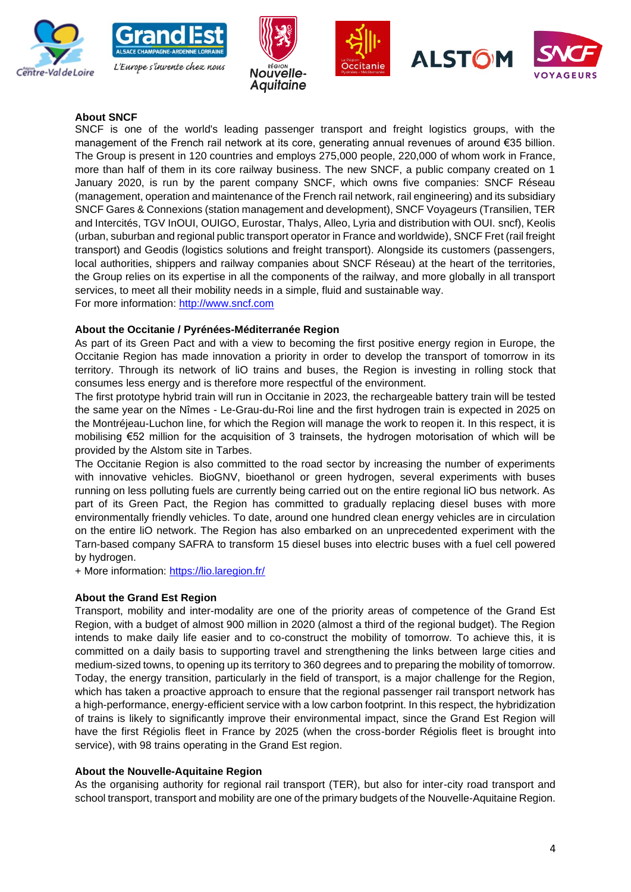**About SNCF**

SNCF is one of the world's leading passenger transport and freight logistics groups, with the management of the French rail network at its core, generating annual revenues of around €35 billion. The Group is present in 120 countries and employs 275,000 people, 220,000 of whom work in France, more than half of them in its core railway business. The new SNCF, a public company created on 1 January 2020, is run by the parent company SNCF, which owns five companies: SNCF Réseau (management, operation and maintenance of the French rail network, rail engineering) and its subsidiary SNCF Gares & Connexions (station management and development), SNCF Voyageurs (Transilien, TER and Intercités, TGV InOUI, OUIGO, Eurostar, Thalys, Alleo, Lyria and distribution with OUI. sncf), Keolis (urban, suburban and regional public transport operator in France and worldwide), SNCF Fret (rail freight transport) and Geodis (logistics solutions and freight transport). Alongside its customers (passengers, local authorities, shippers and railway companies about SNCF Réseau) at the heart of the territories, the Group relies on its expertise in all the components of the railway, and more globally in all transport services, to meet all their mobility needs in a simple, fluid and sustainable way.
For more information: http://www.sncf.com

**About the Occitanie / Pyrénées-Méditerranée Region**

As part of its Green Pact and with a view to becoming the first positive energy region in Europe, the Occitanie Region has made innovation a priority in order to develop the transport of tomorrow in its territory. Through its network of liO trains and buses, the Region is investing in rolling stock that consumes less energy and is therefore more respectful of the environment.
The first prototype hybrid train will run in Occitanie in 2023, the rechargeable battery train will be tested the same year on the Nîmes - Le-Grau-du-Roi line and the first hydrogen train is expected in 2025 on the Montréjeau-Luchon line, for which the Region will manage the work to reopen it. In this respect, it is mobilising €52 million for the acquisition of 3 trainsets, the hydrogen motorisation of which will be provided by the Alstom site in Tarbes.
The Occitanie Region is also committed to the road sector by increasing the number of experiments with innovative vehicles. BioGNV, bioethanol or green hydrogen, several experiments with buses running on less polluting fuels are currently being carried out on the entire regional liO bus network. As part of its Green Pact, the Region has committed to gradually replacing diesel buses with more environmentally friendly vehicles. To date, around one hundred clean energy vehicles are in circulation on the entire liO network. The Region has also embarked on an unprecedented experiment with the Tarn-based company SAFRA to transform 15 diesel buses into electric buses with a fuel cell powered by hydrogen.
+ More information: https://lio.laregion.fr/

**About the Grand Est Region**

Transport, mobility and inter-modality are one of the priority areas of competence of the Grand Est Region, with a budget of almost 900 million in 2020 (almost a third of the regional budget). The Region intends to make daily life easier and to co-construct the mobility of tomorrow. To achieve this, it is committed on a daily basis to supporting travel and strengthening the links between large cities and medium-sized towns, to opening up its territory to 360 degrees and to preparing the mobility of tomorrow. Today, the energy transition, particularly in the field of transport, is a major challenge for the Region, which has taken a proactive approach to ensure that the regional passenger rail transport network has a high-performance, energy-efficient service with a low carbon footprint. In this respect, the hybridization of trains is likely to significantly improve their environmental impact, since the Grand Est Region will have the first Régiolis fleet in France by 2025 (when the cross-border Régiolis fleet is brought into service), with 98 trains operating in the Grand Est region.

**About the Nouvelle-Aquitaine Region**

As the organising authority for regional rail transport (TER), but also for inter-city road transport and school transport, transport and mobility are one of the primary budgets of the Nouvelle-Aquitaine Region.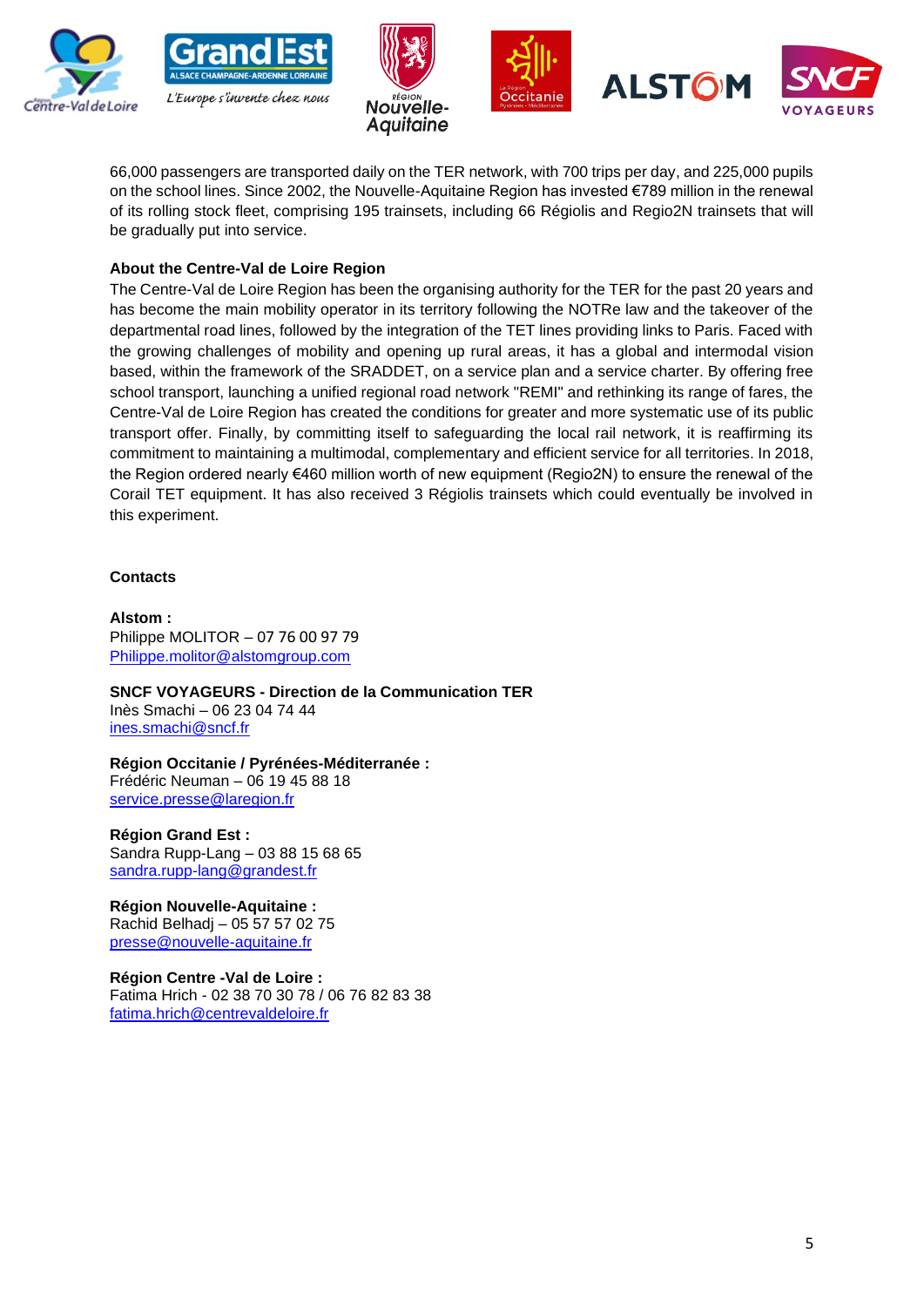66,000 passengers are transported daily on the TER network, with 700 trips per day, and 225,000 pupils on the school lines. Since 2002, the Nouvelle-Aquitaine Region has invested €789 million in the renewal of its rolling stock fleet, comprising 195 trainsets, including 66 Régiolis and Regio2N trainsets that will be gradually put into service.

**About the Centre-Val de Loire Region**

The Centre-Val de Loire Region has been the organising authority for the TER for the past 20 years and has become the main mobility operator in its territory following the NOTRe law and the takeover of the departmental road lines, followed by the integration of the TET lines providing links to Paris. Faced with the growing challenges of mobility and opening up rural areas, it has a global and intermodal vision based, within the framework of the SRADDET, on a service plan and a service charter. By offering free school transport, launching a unified regional road network "REMI" and rethinking its range of fares, the Centre-Val de Loire Region has created the conditions for greater and more systematic use of its public transport offer. Finally, by committing itself to safeguarding the local rail network, it is reaffirming its commitment to maintaining a multimodal, complementary and efficient service for all territories. In 2018, the Region ordered nearly €460 million worth of new equipment (Regio2N) to ensure the renewal of the Corail TET equipment. It has also received 3 Régiolis trainsets which could eventually be involved in this experiment.

**Contacts**

**Alstom :**
Philippe MOLITOR – 07 76 00 97 79
Philippe.molitor@alstomgroup.com

**SNCF VOYAGEURS - Direction de la Communication TER**
Inès Smachi – 06 23 04 74 44
ines.smachi@sncf.fr

**Région Occitanie / Pyrénées-Méditerranée :**
Frédéric Neuman – 06 19 45 88 18
service.presse@laregion.fr

**Région Grand Est :**
Sandra Rupp-Lang – 03 88 15 68 65
sandra.rupp-lang@grandest.fr

**Région Nouvelle-Aquitaine :**
Rachid Belhadj – 05 57 57 02 75
presse@nouvelle-aquitaine.fr

**Région Centre -Val de Loire :**
Fatima Hrich - 02 38 70 30 78 / 06 76 82 83 38
fatima.hrich@centrevaldeloire.fr